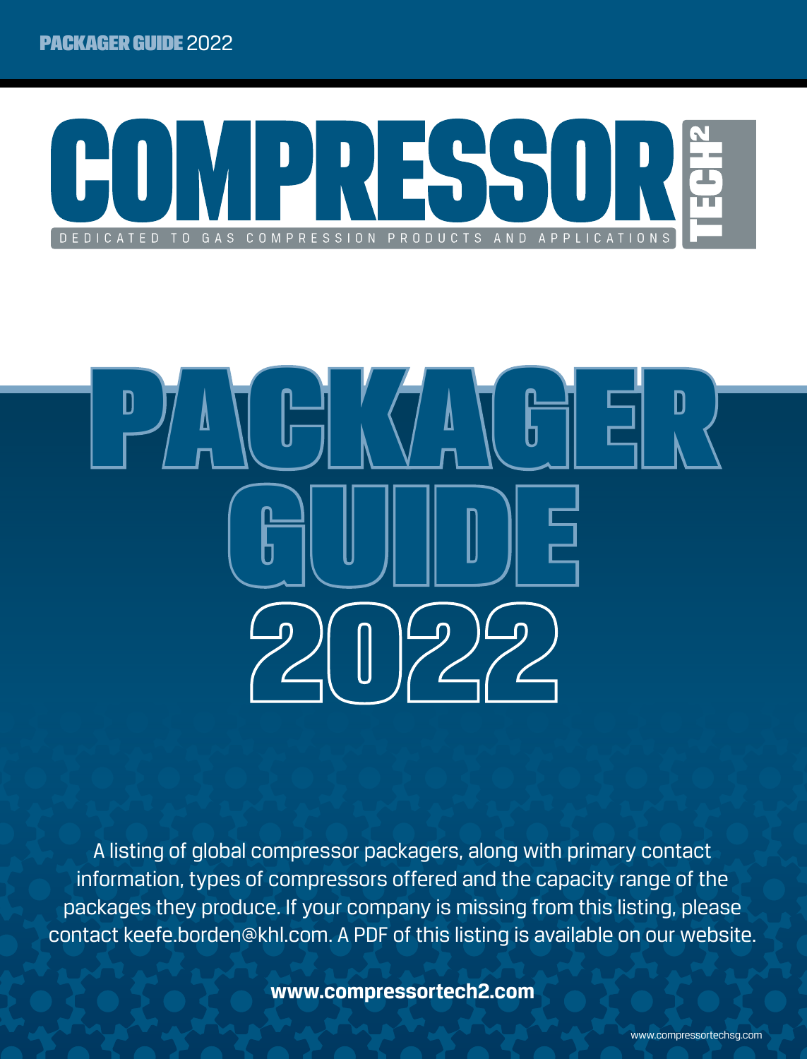# COMPRESSOR TECH²

DEDICATED TO GAS COMPRESSION PRODUCTS AND APPLICATIONS

# PACKAGER GUIDE 2022

A listing of global compressor packagers, along with primary contact information, types of compressors offered and the capacity range of the packages they produce. If your company is missing from this listing, please contact keefe.borden@khl.com. A PDF of this listing is available on our website.

**www.compressortech2.com**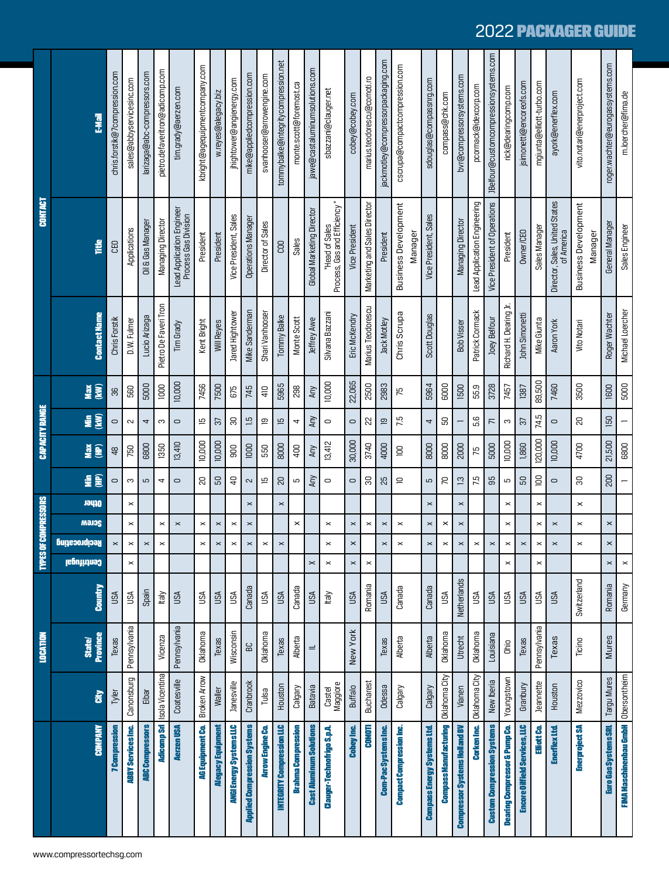# 2022 PACKAGER GUIDE

| COMPANY | LOCATION | | | TYPES OF COMPRESSORS | | | | CAPACITY RANGE | | | | CONTACT | | |
|---|---|---|---|---|---|---|---|---|---|---|---|---|---|---|
| | City | State/ Province | Country | Centrifugal | Reciprocating | Screw | Other | Min (HP) | Max (HP) | Min (kW) | Max (kW) | Contact Name | Title | E-Mail |
| 7 Compression | Tyler | Texas | USA | | x | | | 0 | 48 | 0 | 36 | Chris Forstik | CEO | chris.forstik@7compression.com |
| ABBY Services Inc. | Canonsburg | Pennsylvania | USA | x | x | x | x | 3 | 750 | 2 | 560 | D.W. Fulmer | Applications | sales@abbyservicesinc.com |
| ABC Compressors | Eibar | | Spain | | x | | | 5 | 6800 | 4 | 5000 | Lucio Arizaga | Oil & Gas Manager | larizaga@abc-compressors.com |
| Adicomp Srl | Isola Vicentina | Vicenza | Italy | | x | x | | 4 | 1350 | 3 | 1000 | Pietro De Faveri Tron | Managing Director | pietro.defaveritron@adicomp.com |
| Aerzen USA | Coatesville | Pennsylvania | USA | | | x | | 0 | 13,410 | 0 | 10,000 | Tim Grady | Lead Application Engineer Process Gas Division | tim.grady@aerzen.com |
| AG Equipment Co. | Broken Arrow | Oklahoma | USA | | x | x | | 20 | 10,000 | 15 | 7456 | Kent Bright | President | kbright@agequipmentcompany.com |
| Alegacy Equipment | Waller | Texas | USA | | x | x | | 50 | 10,000 | 37 | 7500 | Will Reyes | President | w.reyes@alegacy.biz |
| ANGI Energy Systems LLC | Janesville | Wisconsin | USA | | x | x | | 40 | 900 | 30 | 675 | Jared Hightower | Vice President, Sales | jhightower@angienergy.com |
| Applied Compression Systems | Cranbrook | BC | Canada | | x | x | x | 2 | 1000 | 1.5 | 745 | Mike Sanderman | Operations Manager | mike@appliedcompression.com |
| Arrow Engine Co. | Tulsa | Oklahoma | USA | | x | | | 15 | 550 | 19 | 410 | Shari Vanhooser | Director of Sales | svanhooser@arrowengine.com |
| INTEGRITY Compression LLC | Houston | Texas | USA | | x | | x | 20 | 8000 | 15 | 5965 | Tommy Balke | COO | tommybalke@integritycompression.net |
| Brahma Compression | Calgary | Alberta | Canada | | | x | | 5 | 400 | 4 | 298 | Monte Scott | Sales | monte.scott@foremost.ca |
| Cast Aluminum Solutions | Batavia | IL | USA | x | | | | Any | Any | Any | Any | Jeffrey Awe | Global Marketing Director | jawe@castaluminumsolutions.com |
| Clauger-Technofrigo S.p.A. | Castel Maggiore | | Italy | x | x | x | | 0 | 13,412 | 0 | 10,000 | Silvana Bazzani | "Head of Sales Process, Gas and Efficiency" | sbazzani@clauger.net |
| Cobey Inc. | Buffalo | New York | USA | x | x | x | | 0 | 30,000 | 0 | 22,065 | Eric McKendry | Vice President | cobey@cobey.com |
| COMOTI | Bucharest | | Romania | x | | x | | 30 | 3740 | 22 | 2500 | Marius Teodorescu | Marketing and Sales Director | marius.teodorescu@comoti.ro |
| Com-Pac Systems Inc. | Odessa | Texas | USA | | x | x | | 25 | 4000 | 19 | 2983 | Jack Motley | President | jackmotley@compressorpackaging.com |
| Compact Compression Inc. | Calgary | Alberta | Canada | | x | x | | 10 | 100 | 7.5 | 75 | Chris Scrupa | Business Development Manager | cscrupa@compactcompression.com |
| Compass Energy Systems Ltd. | Calgary | Alberta | Canada | | x | x | x | 5 | 8000 | 4 | 5964 | Scott Douglas | Vice President, Sales | sdouglas@compassnrg.com |
| Compass Manufacturing | Oklahoma City | Oklahoma | USA | | x | x | | 70 | 8000 | 50 | 6000 | | | compass@chk.com |
| Compressor Systems Holland BV | Vianen | Utrecht | Netherlands | | x | x | x | 1.3 | 2000 | 1 | 1500 | Bob Visser | Managing Director | bvi@compressorsystems.com |
| Corken Inc. | Oklahoma City | Oklahoma | USA | | x | | | 7.5 | 75 | 5.6 | 55.9 | Patrick Cormack | Lead Application Engineering | pcormack@idexcorp.com |
| Custom Compression Systems | New Iberia | Louisiana | USA | | x | | | 95 | 5000 | 71 | 3728 | Joey Belfour | Vice President of Operations | JBelfour@customcompressionsystems.com |
| Dearing Compressor & Pump Co. | Youngstown | Ohio | USA | x | x | x | x | 5 | 10,000 | 3 | 7457 | Richard H. Dearing Jr. | President | rick@dearingcomp.com |
| Encore Oilfield Services, LLC | Granbury | Texas | USA | x | x | x | | 50 | 1,860 | 37 | 1387 | John Simonetti | Owner/CEO | jsimonetti@encoreofs.com |
| Elliott Co. | Jeannette | Pennsylvania | USA | x | x | x | x | 100 | 120,000 | 74.5 | 89,500 | Mike Giunta | Sales Manager | mgiunta@elliott-turbo.com |
| Enerflex Ltd. | Houston | Texas | USA | | x | x | | 0 | 10,000 | 0 | 7460 | Aaron York | Director, Sales, United States of America | ayork@enerflex.com |
| Enerproject SA | Mezzovico | Ticino | Switzerland | | x | x | x | 30 | 4700 | 20 | 3500 | Vito Notari | Business Development Manager | vito.notari@enerproject.com |
| Euro Gas Systems SRL | Targu Mures | Mures | Romania | x | x | x | | 200 | 21,500 | 150 | 1600 | Roger Wachter | General Manager | roger.wachter@eurogassystems.com |
| FIMA Maschinenbau GmbH | Obersontheim | | Germany | x | | | | 1 | 6800 | 1 | 5000 | Michael Loercher | Sales Engineer | m.loercher@fima.de |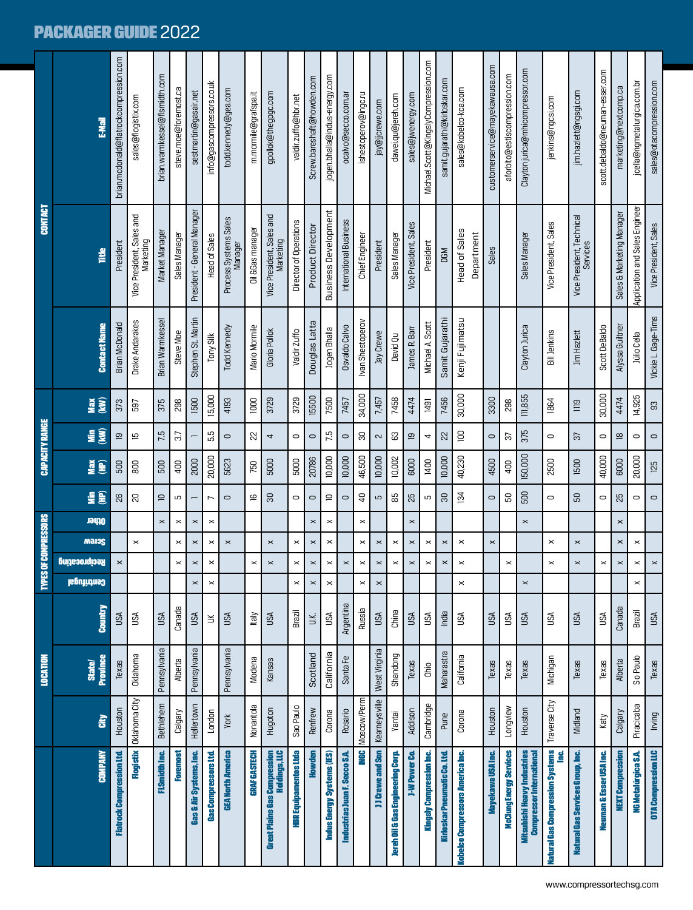# PACKAGER GUIDE 2022

| COMPANY | LOCATION | | | TYPES OF COMPRESSORS | | | | CAPACITY RANGE | | | | CONTACT | | |
|---|---|---|---|---|---|---|---|---|---|---|---|---|---|---|
| | City | State/ Province | Country | Centrifugal | Reciprocating | Screw | Other | Min (HP) | Max (HP) | Min (kW) | Max (kW) | Contact Name | Title | E-Mail |
| Flatrock Compression Ltd. | Houston | Texas | USA | | x | | | 26 | 500 | 19 | 373 | Brian McDonald | President | brian.mcdonald@flatrockcompression.com |
| Flogistix | Oklahoma City | Oklahoma | USA | | | x | | 20 | 800 | 15 | 597 | Drake Andarakes | Vice President, Sales and Marketing | sales@flogistix.com |
| FLSmidth Inc. | Bethlehem | Pennsylvania | USA | | | | x | 10 | 500 | 7.5 | 375 | Brian Warmkessel | Market Manager | brian.warmkessel@flsmidth.com |
| Foremost | Calgary | Alberta | Canada | | x | x | x | 5 | 400 | 3.7 | 298 | Steve Moe | Sales Manager | steve.moe@foremost.ca |
| Gas & Air Systems, Inc. | Hellertown | Pennsylvania | USA | x | x | x | x | 1 | 2000 | 1 | 1500 | Stephen St. Martin | President - General Manager | sestmartin@gasair.net |
| Gas Compressors Ltd. | London | | UK | x | x | x | x | 7 | 20,000 | 5.5 | 15,000 | Tony Silk | Head of Sales | info@gascompressors.co.uk |
| GEA North America | York | Pennsylvania | USA | | | x | | 0 | 5623 | 0 | 4193 | Todd Kennedy | Process Systems Sales Manager | todd.kennedy@gea.com |
| GRAF GASTECH | Nonantola | Modena | Italy | | x | | | 16 | 750 | 22 | 1000 | Mario Mormile | Oil &Gas manager | m.mormile@grafspa.it |
| Great Plains Gas Compression Holdings, LLC | Hugoton | Kansas | USA | | x | x | | 30 | 5000 | 4 | 3729 | Gloria Pollok | Vice President, Sales and Marketing | gpollok@thegpgc.com |
| HBR Equipamentos Ltda | Sao Paulo | | Brazil | x | x | x | | 0 | 5000 | 0 | 3729 | Valdir Zuffo | Director of Operations | valdir.zuffo@hbr.net |
| Howden | Renfrew | Scotland | U.K. | x | x | x | x | 0 | 20786 | 0 | 15500 | Douglas Latta | Product Director | Screw.bareshaft@howden.com |
| Indus Energy Systems (IES) | Corona | California | USA | x | x | x | x | 10 | 10,000 | 7.5 | 7500 | Jogen Bhalla | Business Development | jogen.bhalla@indus-energy.com |
| Industrias Juan F. Secco S.A. | Rosario | Santa Fe | Argentina | | x | | | 0 | 10,000 | 0 | 7457 | Osvaldo Calvo | International Business | ocalvo@secco.com.ar |
| INGC | Moscow/Perm | | Russia | x | x | x | x | 40 | 46,500 | 30 | 34,000 | Ivan Shestoperov | Chief Engineer | ishestoperov@ingc.ru |
| J J Crewe and Son | Kearneysville | West Virginia | USA | x | x | x | | 5 | 10,000 | 2 | 7,457 | Jay Crewe | President | jay@jjcrewe.com |
| Jereh Oil & Gas Engineering Corp. | Yantai | Shandong | China | | x | x | | 85 | 10,002 | 63 | 7458 | David Qu | Sales Manager | dawei.qu@jereh.com |
| J-W Power Co. | Addison | Texas | USA | | x | x | x | 25 | 6000 | 19 | 4474 | James R. Barr | Vice President, Sales | sales@jwenergy.com |
| Kingsly Compression Inc. | Cambridge | Ohio | USA | | x | x | | 5 | 1400 | 4 | 1491 | Michael A. Scott | President | Michael.Scott@KingslyCompression.com |
| Kirloskar Pneumatic Co. Ltd | Pune | Maharastra | India | | x | x | | 30 | 10,000 | 22 | 7456 | Samit Gujarathi | DGM | samit.gujarathi@kirloskar.com |
| Kobelco Compressors America Inc. | Corona | California | USA | x | x | x | | 134 | 40,230 | 100 | 30,000 | Kenji Fujimatsu | Head of Sales Department | sales@kobelco-kca.com |
| Mayekawa USA Inc. | Houston | Texas | USA | | | x | | 0 | 4500 | 0 | 3300 | | Sales | customerservice@mayekawausa.com |
| McClung Energy Services | Longview | Texas | USA | | x | | | 50 | 400 | 37 | 298 | | | aforbito@estiscompression.com |
| Mitsubishi Heavy Industries Compressor International | Houston | Texas | USA | x | | | x | 500 | 150,000 | 375 | 111,855 | Clayton Jurica | Sales Manager | Clayton.jurica@mhicompressor.com |
| Natural Gas Compression Systems Inc. | Traverse City | Michigan | USA | | x | x | | 0 | 2500 | 0 | 1864 | Bill Jenkins | Vice President, Sales | jenkins@ngcsi.com |
| Natural Gas Services Group, Inc. | Midland | Texas | USA | | x | x | | 50 | 1500 | 37 | 1119 | Jim Hazlett | Vice President, Technical Services | jim.hazlett@ngsgi.com |
| Neuman & Esser USA Inc. | Katy | Texas | USA | | x | | | 0 | 40,000 | 0 | 30,000 | Scott DeBaldo | | scott.debaldo@neuman-esser.com |
| NEXT Compression | Calgary | Alberta | Canada | | x | x | x | 25 | 6000 | 18 | 4474 | Alyssa Gulltner | Sales & Marketing Manager | marketing@nextcomp.ca |
| NG Metalurgica S.A. | Piracicaba | S o Paulo | Brazil | x | x | x | | 0 | 20,000 | 0 | 14,925 | Júlio Cella | Application and Sales Engineer | jcella@ngmetalurgica.com.br |
| OTA Compression LLC | Irving | Texas | USA | | x | | | 0 | 125 | 0 | 93 | Vickie L. Gage-Tims | Vice President, Sales | sales@otacompression.com |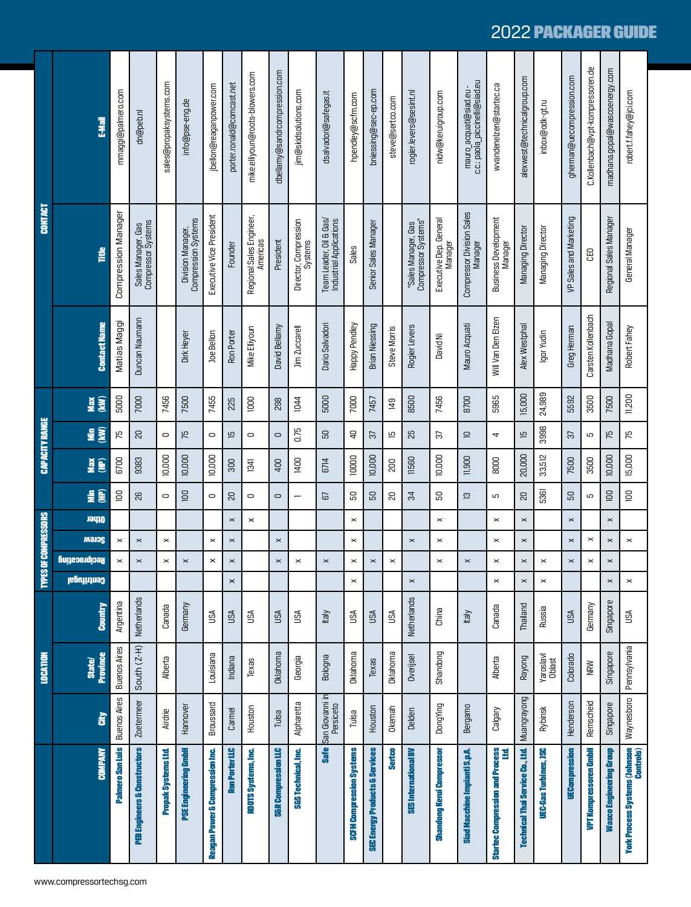| COMPANY | LOCATION | | | TYPES OF COMPRESSORS | | | | CAPACITY RANGE | | | | CONTACT | | |
|---|---|---|---|---|---|---|---|---|---|---|---|---|---|---|
| | City | State/ Province | Country | Centrifugal | Reciprocating | Screw | Other | Min (HP) | Max (HP) | Min (kW) | Max (kW) | Contact Name | Title | E-Mail |
| **Palmero San Luis** | Buenos Aires | Buenos Aires | Argentina | | x | x | | 100 | 6700 | 75 | 5000 | Matias Maggi | Compression Manager | mmaggi@palmero.com |
| **PEB Engineers & Constructors** | Zoetermeer | South (Z-H) | Netherlands | | x | x | | 26 | 9383 | 20 | 7000 | Duncan Naumann | Sales Manager, Gas Compressor Systems | dn@peb.nl |
| **Propak Systems Ltd.** | Airdrie | Alberta | Canada | | x | x | | 0 | 10,000 | 0 | 7456 | | | sales@propaksystems.com |
| **PSE Engineering GmbH** | Hannover | | Germany | | x | | | 100 | 10,000 | 75 | 7500 | Dirk Heyer | Division Manager, Compression Systems | info@pse-eng.de |
| **Reagan Power & Compression Inc.** | Broussard | Louisiana | USA | | x | x | | 0 | 10,000 | 0 | 7455 | Joe Bellon | Executive Vice President | jbellon@reaganpower.com |
| **Ron Porter LLC** | Carmel | Indiana | USA | x | x | x | x | 20 | 300 | 15 | 225 | Ron Porter | Founder | porter.ronald@comcast.net |
| **ROOTS Systems, Inc.** | Houston | Texas | USA | | | | x | 0 | 1341 | 0 | 1000 | Mike Ellyoun | Regional Sales Engineer, Americas | mike.ellyoun@roots-blowers.com |
| **S&R Compression LLC** | Tulsa | Oklahoma | USA | | x | x | | 0 | 400 | 0 | 298 | David Bellamy | President | dbellamy@sandrcompression.com |
| **SGS Technical, Inc.** | Alpharetta | Georgia | USA | | x | | | 1 | 1400 | 0.75 | 1044 | Jim Zuccarell | Director, Compression Systems | jim@skidsolutions.com |
| **Safe** | San Giovanni in Persiceto | Bologna | Italy | | x | | | 67 | 6714 | 50 | 5000 | Dario Salvadori | Team Leader, Oil & Gas/ Industrial Applications | dsalvadori@safegas.it |
| **SCFM Compression Systems** | Tulsa | Oklahoma | USA | x | x | x | x | 50 | 10000 | 40 | 7000 | Happy Pendley | Sales | hpendley@scfm.com |
| **SEC Energy Products & Services** | Houston | Texas | USA | | x | | | 50 | 10,000 | 37 | 7457 | Brian Niessing | Senior Sales Manager | bniessing@sec-ep.com |
| **Sertco** | Okemah | Oklahoma | USA | | x | | | 20 | 200 | 15 | 149 | Steve Morris | | steve@sertco.com |
| **SES International BV** | Delden | Overijsel | Netherlands | x | | x | | 34 | 11560 | 25 | 8500 | Rogier Levers | "Sales Manager, Gas Compressor Systems" | rogier.levers@sesint.nl |
| **Shandong Kerui Compressor** | DongYing | Shandong | China | | x | x | x | 50 | 10,000 | 37 | 7456 | David Ni | Executive Dep. General Manager | nidw@keruigroup.com |
| **Siad Macchine Impianti S.p.A.** | Bergamo | | Italy | | x | | | 13 | 11,900 | 10 | 8700 | Mauro Acquati | Compressor Division Sales Manager | mauro_acquati@siad.eu - c.c.: paola_piccinelli@siad.eu |
| **Startec Compression and Process Ltd.** | Calgary | Alberta | Canada | x | x | x | x | 5 | 8000 | 4 | 5965 | Will Van Den Elzen | Business Development Manager | wvandenelzen@startec.ca |
| **Technical Thai Service Co., Ltd.** | Muangrayong | Rayong | Thailand | x | x | x | x | 20 | 20,000 | 15 | 15,000 | Alex Westphal | Managing Director | alexwest@technicalgroup.com |
| **UEC-Gas Turbines, JSC** | Rybinsk | Yaroslavl Oblast | Russia | x | x | | | 5361 | 33,512 | 3998 | 24,989 | Igor Yudin | Managing Director | inbox@odk-gt.ru |
| **UECompression** | Henderson | Colorado | USA | | x | x | x | 50 | 7500 | 37 | 5592 | Greg Herman | VP Sales and Marketing | gherman@uecompression.com |
| **VPT Kompressoren GmbH** | Remscheid | NRW | Germany | | x | x | | 5 | 3500 | 5 | 3500 | Carsten Kollenbach | CEO | c.kollenbach@vpt-kompressoren.de |
| **Wasco Engineering Group** | Singapore | Singapore | Singapore | x | x | x | x | 100 | 10,000 | 75 | 7500 | Madhana Gopal | Regional Sales Manager | madhana.gopal@wascoenergy.com |
| **York Process Systems (Johnson Controls)** | Waynesboro | Pennsylvania | USA | x | | x | | 100 | 15,000 | 75 | 11,200 | Robert Fahey | General Manager | robert.f.fahey@jci.com |